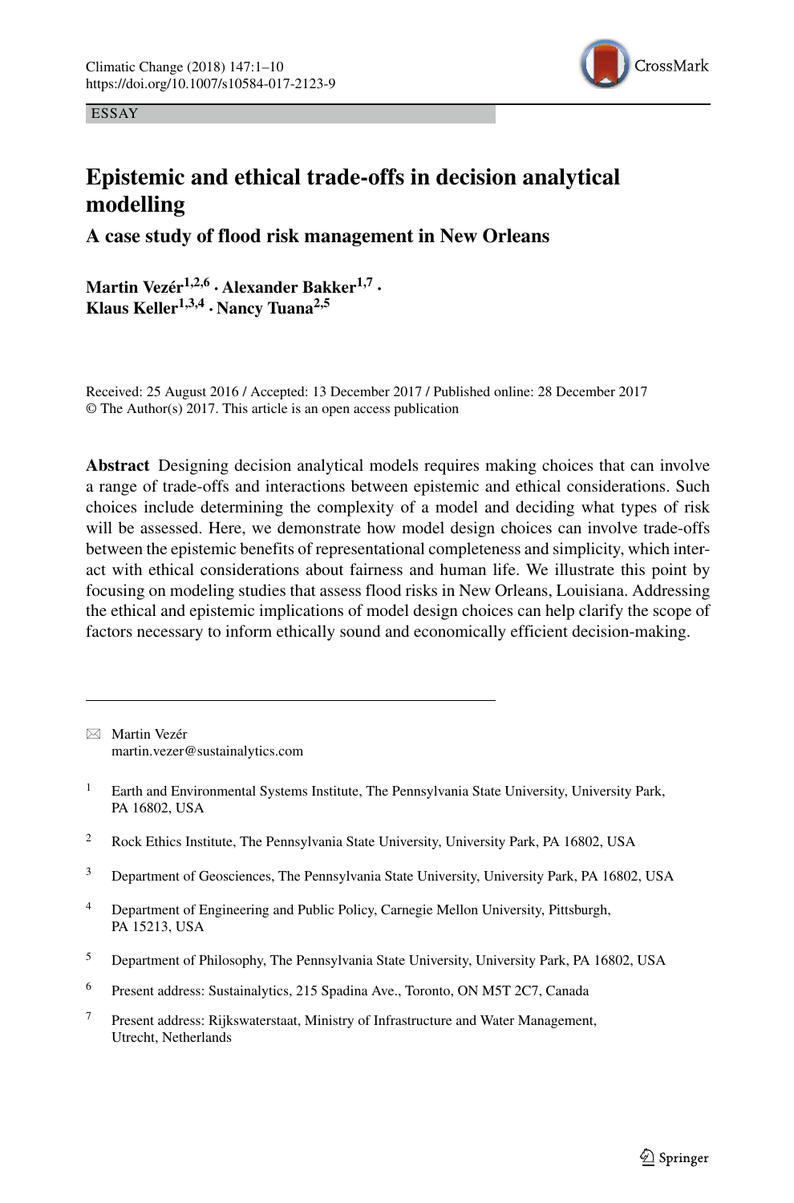ESSAY

# Epistemic and ethical trade-offs in decision analytical modelling

## A case study of flood risk management in New Orleans

**Martin Vezér[1,2,6] · Alexander Bakker[1,7] · Klaus Keller[1,3,4] · Nancy Tuana[2,5]**

Received: 25 August 2016 / Accepted: 13 December 2017 / Published online: 28 December 2017
© The Author(s) 2017. This article is an open access publication

**Abstract** Designing decision analytical models requires making choices that can involve a range of trade-offs and interactions between epistemic and ethical considerations. Such choices include determining the complexity of a model and deciding what types of risk will be assessed. Here, we demonstrate how model design choices can involve trade-offs between the epistemic benefits of representational completeness and simplicity, which interact with ethical considerations about fairness and human life. We illustrate this point by focusing on modeling studies that assess flood risks in New Orleans, Louisiana. Addressing the ethical and epistemic implications of model design choices can help clarify the scope of factors necessary to inform ethically sound and economically efficient decision-making.

---

✉ Martin Vezér
martin.vezer@sustainalytics.com

[1] Earth and Environmental Systems Institute, The Pennsylvania State University, University Park, PA 16802, USA

[2] Rock Ethics Institute, The Pennsylvania State University, University Park, PA 16802, USA

[3] Department of Geosciences, The Pennsylvania State University, University Park, PA 16802, USA

[4] Department of Engineering and Public Policy, Carnegie Mellon University, Pittsburgh, PA 15213, USA

[5] Department of Philosophy, The Pennsylvania State University, University Park, PA 16802, USA

[6] Present address: Sustainalytics, 215 Spadina Ave., Toronto, ON M5T 2C7, Canada

[7] Present address: Rijkswaterstaat, Ministry of Infrastructure and Water Management, Utrecht, Netherlands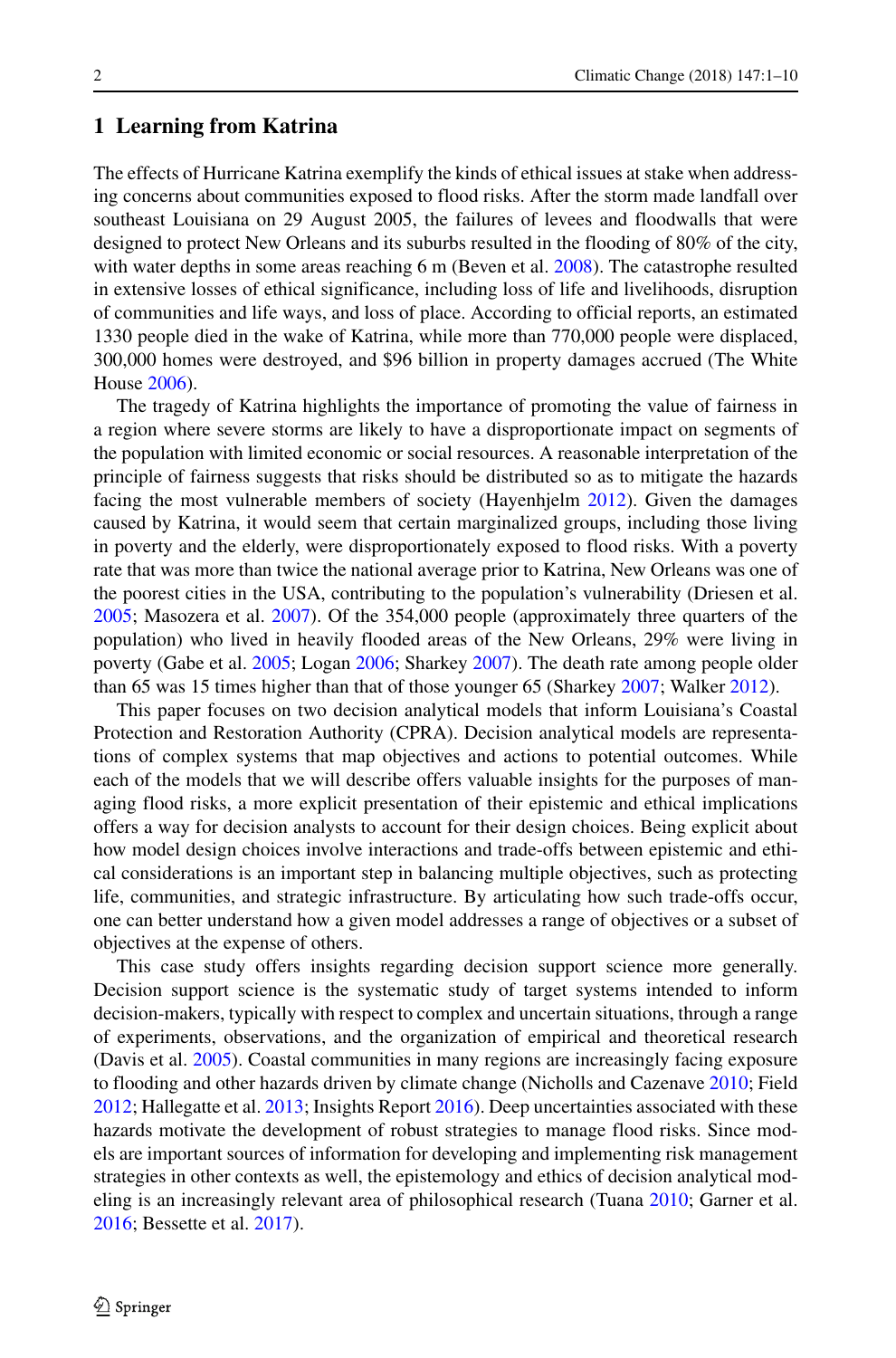## 1 Learning from Katrina

The effects of Hurricane Katrina exemplify the kinds of ethical issues at stake when addressing concerns about communities exposed to flood risks. After the storm made landfall over southeast Louisiana on 29 August 2005, the failures of levees and floodwalls that were designed to protect New Orleans and its suburbs resulted in the flooding of 80% of the city, with water depths in some areas reaching 6 m (Beven et al. 2008). The catastrophe resulted in extensive losses of ethical significance, including loss of life and livelihoods, disruption of communities and life ways, and loss of place. According to official reports, an estimated 1330 people died in the wake of Katrina, while more than 770,000 people were displaced, 300,000 homes were destroyed, and $96 billion in property damages accrued (The White House 2006).

The tragedy of Katrina highlights the importance of promoting the value of fairness in a region where severe storms are likely to have a disproportionate impact on segments of the population with limited economic or social resources. A reasonable interpretation of the principle of fairness suggests that risks should be distributed so as to mitigate the hazards facing the most vulnerable members of society (Hayenhjelm 2012). Given the damages caused by Katrina, it would seem that certain marginalized groups, including those living in poverty and the elderly, were disproportionately exposed to flood risks. With a poverty rate that was more than twice the national average prior to Katrina, New Orleans was one of the poorest cities in the USA, contributing to the population's vulnerability (Driesen et al. 2005; Masozera et al. 2007). Of the 354,000 people (approximately three quarters of the population) who lived in heavily flooded areas of the New Orleans, 29% were living in poverty (Gabe et al. 2005; Logan 2006; Sharkey 2007). The death rate among people older than 65 was 15 times higher than that of those younger 65 (Sharkey 2007; Walker 2012).

This paper focuses on two decision analytical models that inform Louisiana's Coastal Protection and Restoration Authority (CPRA). Decision analytical models are representations of complex systems that map objectives and actions to potential outcomes. While each of the models that we will describe offers valuable insights for the purposes of managing flood risks, a more explicit presentation of their epistemic and ethical implications offers a way for decision analysts to account for their design choices. Being explicit about how model design choices involve interactions and trade-offs between epistemic and ethical considerations is an important step in balancing multiple objectives, such as protecting life, communities, and strategic infrastructure. By articulating how such trade-offs occur, one can better understand how a given model addresses a range of objectives or a subset of objectives at the expense of others.

This case study offers insights regarding decision support science more generally. Decision support science is the systematic study of target systems intended to inform decision-makers, typically with respect to complex and uncertain situations, through a range of experiments, observations, and the organization of empirical and theoretical research (Davis et al. 2005). Coastal communities in many regions are increasingly facing exposure to flooding and other hazards driven by climate change (Nicholls and Cazenave 2010; Field 2012; Hallegatte et al. 2013; Insights Report 2016). Deep uncertainties associated with these hazards motivate the development of robust strategies to manage flood risks. Since models are important sources of information for developing and implementing risk management strategies in other contexts as well, the epistemology and ethics of decision analytical modeling is an increasingly relevant area of philosophical research (Tuana 2010; Garner et al. 2016; Bessette et al. 2017).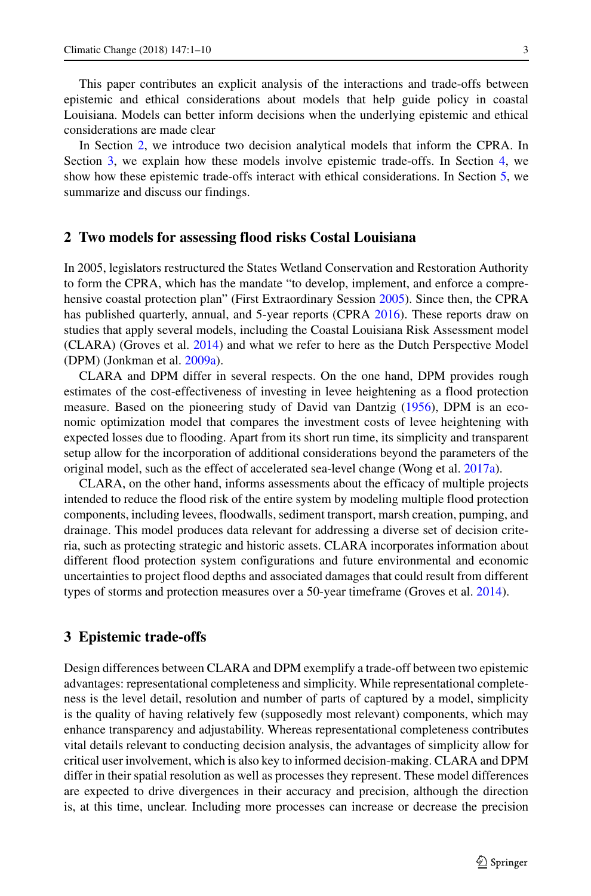This paper contributes an explicit analysis of the interactions and trade-offs between epistemic and ethical considerations about models that help guide policy in coastal Louisiana. Models can better inform decisions when the underlying epistemic and ethical considerations are made clear

In Section 2, we introduce two decision analytical models that inform the CPRA. In Section 3, we explain how these models involve epistemic trade-offs. In Section 4, we show how these epistemic trade-offs interact with ethical considerations. In Section 5, we summarize and discuss our findings.

## 2 Two models for assessing flood risks Costal Louisiana

In 2005, legislators restructured the States Wetland Conservation and Restoration Authority to form the CPRA, which has the mandate "to develop, implement, and enforce a comprehensive coastal protection plan" (First Extraordinary Session 2005). Since then, the CPRA has published quarterly, annual, and 5-year reports (CPRA 2016). These reports draw on studies that apply several models, including the Coastal Louisiana Risk Assessment model (CLARA) (Groves et al. 2014) and what we refer to here as the Dutch Perspective Model (DPM) (Jonkman et al. 2009a).

CLARA and DPM differ in several respects. On the one hand, DPM provides rough estimates of the cost-effectiveness of investing in levee heightening as a flood protection measure. Based on the pioneering study of David van Dantzig (1956), DPM is an economic optimization model that compares the investment costs of levee heightening with expected losses due to flooding. Apart from its short run time, its simplicity and transparent setup allow for the incorporation of additional considerations beyond the parameters of the original model, such as the effect of accelerated sea-level change (Wong et al. 2017a).

CLARA, on the other hand, informs assessments about the efficacy of multiple projects intended to reduce the flood risk of the entire system by modeling multiple flood protection components, including levees, floodwalls, sediment transport, marsh creation, pumping, and drainage. This model produces data relevant for addressing a diverse set of decision criteria, such as protecting strategic and historic assets. CLARA incorporates information about different flood protection system configurations and future environmental and economic uncertainties to project flood depths and associated damages that could result from different types of storms and protection measures over a 50-year timeframe (Groves et al. 2014).

## 3 Epistemic trade-offs

Design differences between CLARA and DPM exemplify a trade-off between two epistemic advantages: representational completeness and simplicity. While representational completeness is the level detail, resolution and number of parts of captured by a model, simplicity is the quality of having relatively few (supposedly most relevant) components, which may enhance transparency and adjustability. Whereas representational completeness contributes vital details relevant to conducting decision analysis, the advantages of simplicity allow for critical user involvement, which is also key to informed decision-making. CLARA and DPM differ in their spatial resolution as well as processes they represent. These model differences are expected to drive divergences in their accuracy and precision, although the direction is, at this time, unclear. Including more processes can increase or decrease the precision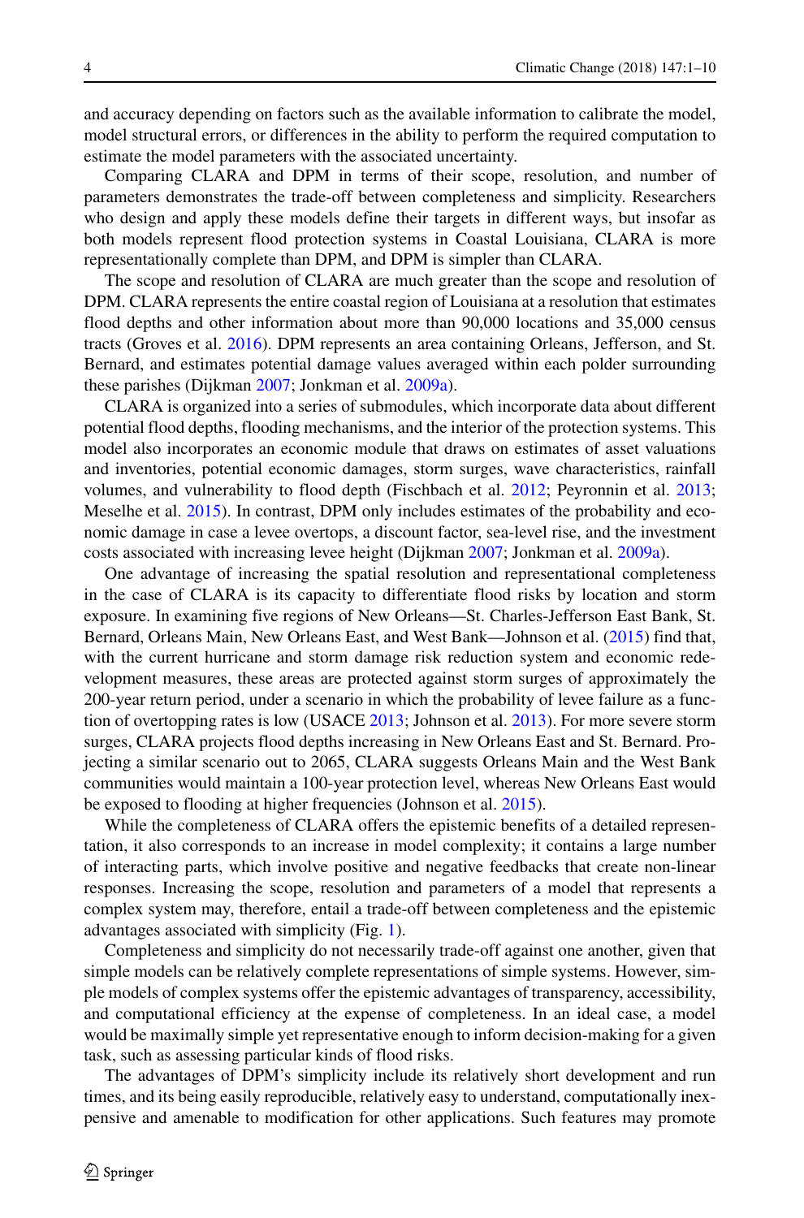and accuracy depending on factors such as the available information to calibrate the model, model structural errors, or differences in the ability to perform the required computation to estimate the model parameters with the associated uncertainty.

Comparing CLARA and DPM in terms of their scope, resolution, and number of parameters demonstrates the trade-off between completeness and simplicity. Researchers who design and apply these models define their targets in different ways, but insofar as both models represent flood protection systems in Coastal Louisiana, CLARA is more representationally complete than DPM, and DPM is simpler than CLARA.

The scope and resolution of CLARA are much greater than the scope and resolution of DPM. CLARA represents the entire coastal region of Louisiana at a resolution that estimates flood depths and other information about more than 90,000 locations and 35,000 census tracts (Groves et al. 2016). DPM represents an area containing Orleans, Jefferson, and St. Bernard, and estimates potential damage values averaged within each polder surrounding these parishes (Dijkman 2007; Jonkman et al. 2009a).

CLARA is organized into a series of submodules, which incorporate data about different potential flood depths, flooding mechanisms, and the interior of the protection systems. This model also incorporates an economic module that draws on estimates of asset valuations and inventories, potential economic damages, storm surges, wave characteristics, rainfall volumes, and vulnerability to flood depth (Fischbach et al. 2012; Peyronnin et al. 2013; Meselhe et al. 2015). In contrast, DPM only includes estimates of the probability and economic damage in case a levee overtops, a discount factor, sea-level rise, and the investment costs associated with increasing levee height (Dijkman 2007; Jonkman et al. 2009a).

One advantage of increasing the spatial resolution and representational completeness in the case of CLARA is its capacity to differentiate flood risks by location and storm exposure. In examining five regions of New Orleans—St. Charles-Jefferson East Bank, St. Bernard, Orleans Main, New Orleans East, and West Bank—Johnson et al. (2015) find that, with the current hurricane and storm damage risk reduction system and economic redevelopment measures, these areas are protected against storm surges of approximately the 200-year return period, under a scenario in which the probability of levee failure as a function of overtopping rates is low (USACE 2013; Johnson et al. 2013). For more severe storm surges, CLARA projects flood depths increasing in New Orleans East and St. Bernard. Projecting a similar scenario out to 2065, CLARA suggests Orleans Main and the West Bank communities would maintain a 100-year protection level, whereas New Orleans East would be exposed to flooding at higher frequencies (Johnson et al. 2015).

While the completeness of CLARA offers the epistemic benefits of a detailed representation, it also corresponds to an increase in model complexity; it contains a large number of interacting parts, which involve positive and negative feedbacks that create non-linear responses. Increasing the scope, resolution and parameters of a model that represents a complex system may, therefore, entail a trade-off between completeness and the epistemic advantages associated with simplicity (Fig. 1).

Completeness and simplicity do not necessarily trade-off against one another, given that simple models can be relatively complete representations of simple systems. However, simple models of complex systems offer the epistemic advantages of transparency, accessibility, and computational efficiency at the expense of completeness. In an ideal case, a model would be maximally simple yet representative enough to inform decision-making for a given task, such as assessing particular kinds of flood risks.

The advantages of DPM's simplicity include its relatively short development and run times, and its being easily reproducible, relatively easy to understand, computationally inexpensive and amenable to modification for other applications. Such features may promote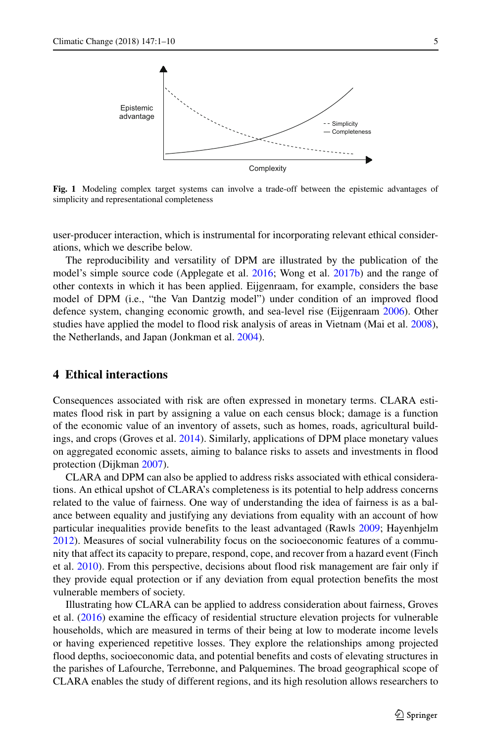**Fig. 1** Modeling complex target systems can involve a trade-off between the epistemic advantages of simplicity and representational completeness

user-producer interaction, which is instrumental for incorporating relevant ethical considerations, which we describe below.

The reproducibility and versatility of DPM are illustrated by the publication of the model's simple source code (Applegate et al. 2016; Wong et al. 2017b) and the range of other contexts in which it has been applied. Eijgenraam, for example, considers the base model of DPM (i.e., "the Van Dantzig model") under condition of an improved flood defence system, changing economic growth, and sea-level rise (Eijgenraam 2006). Other studies have applied the model to flood risk analysis of areas in Vietnam (Mai et al. 2008), the Netherlands, and Japan (Jonkman et al. 2004).

## 4 Ethical interactions

Consequences associated with risk are often expressed in monetary terms. CLARA estimates flood risk in part by assigning a value on each census block; damage is a function of the economic value of an inventory of assets, such as homes, roads, agricultural buildings, and crops (Groves et al. 2014). Similarly, applications of DPM place monetary values on aggregated economic assets, aiming to balance risks to assets and investments in flood protection (Dijkman 2007).

CLARA and DPM can also be applied to address risks associated with ethical considerations. An ethical upshot of CLARA's completeness is its potential to help address concerns related to the value of fairness. One way of understanding the idea of fairness is as a balance between equality and justifying any deviations from equality with an account of how particular inequalities provide benefits to the least advantaged (Rawls 2009; Hayenhjelm 2012). Measures of social vulnerability focus on the socioeconomic features of a community that affect its capacity to prepare, respond, cope, and recover from a hazard event (Finch et al. 2010). From this perspective, decisions about flood risk management are fair only if they provide equal protection or if any deviation from equal protection benefits the most vulnerable members of society.

Illustrating how CLARA can be applied to address consideration about fairness, Groves et al. (2016) examine the efficacy of residential structure elevation projects for vulnerable households, which are measured in terms of their being at low to moderate income levels or having experienced repetitive losses. They explore the relationships among projected flood depths, socioeconomic data, and potential benefits and costs of elevating structures in the parishes of Lafourche, Terrebonne, and Palquemines. The broad geographical scope of CLARA enables the study of different regions, and its high resolution allows researchers to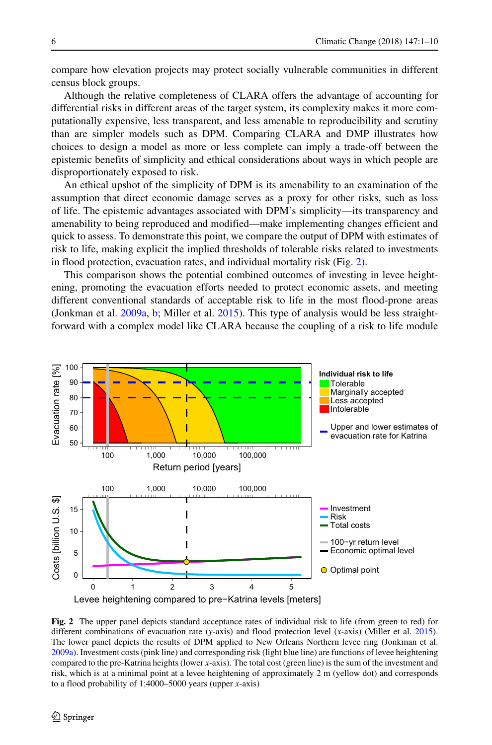compare how elevation projects may protect socially vulnerable communities in different census block groups.

Although the relative completeness of CLARA offers the advantage of accounting for differential risks in different areas of the target system, its complexity makes it more computationally expensive, less transparent, and less amenable to reproducibility and scrutiny than are simpler models such as DPM. Comparing CLARA and DMP illustrates how choices to design a model as more or less complete can imply a trade-off between the epistemic benefits of simplicity and ethical considerations about ways in which people are disproportionately exposed to risk.

An ethical upshot of the simplicity of DPM is its amenability to an examination of the assumption that direct economic damage serves as a proxy for other risks, such as loss of life. The epistemic advantages associated with DPM's simplicity—its transparency and amenability to being reproduced and modified—make implementing changes efficient and quick to assess. To demonstrate this point, we compare the output of DPM with estimates of risk to life, making explicit the implied thresholds of tolerable risks related to investments in flood protection, evacuation rates, and individual mortality risk (Fig. 2).

This comparison shows the potential combined outcomes of investing in levee heightening, promoting the evacuation efforts needed to protect economic assets, and meeting different conventional standards of acceptable risk to life in the most flood-prone areas (Jonkman et al. 2009a, b; Miller et al. 2015). This type of analysis would be less straightforward with a complex model like CLARA because the coupling of a risk to life module

**Fig. 2** The upper panel depicts standard acceptance rates of individual risk to life (from green to red) for different combinations of evacuation rate (*y*-axis) and flood protection level (*x*-axis) (Miller et al. 2015). The lower panel depicts the results of DPM applied to New Orleans Northern levee ring (Jonkman et al. 2009a). Investment costs (pink line) and corresponding risk (light blue line) are functions of levee heightening compared to the pre-Katrina heights (lower *x*-axis). The total cost (green line) is the sum of the investment and risk, which is at a minimal point at a levee heightening of approximately 2 m (yellow dot) and corresponds to a flood probability of 1:4000–5000 years (upper *x*-axis)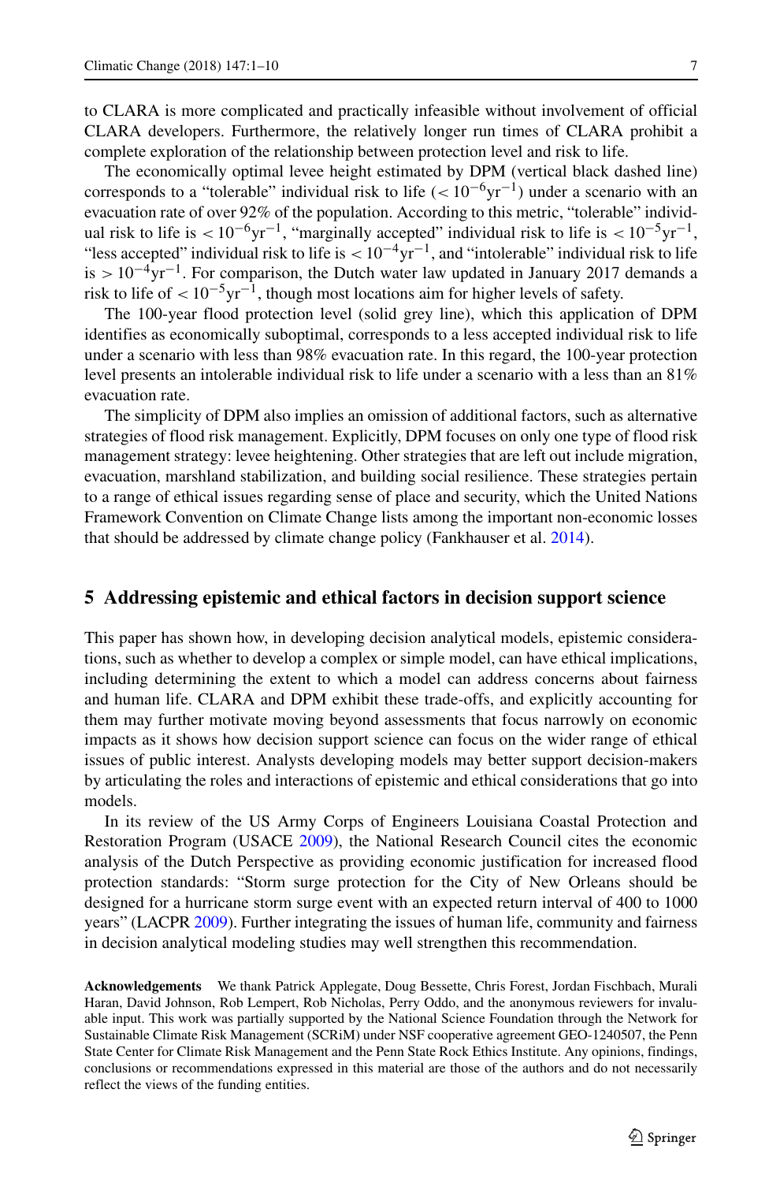to CLARA is more complicated and practically infeasible without involvement of official CLARA developers. Furthermore, the relatively longer run times of CLARA prohibit a complete exploration of the relationship between protection level and risk to life.

The economically optimal levee height estimated by DPM (vertical black dashed line) corresponds to a "tolerable" individual risk to life ($< 10^{-6}\text{yr}^{-1}$) under a scenario with an evacuation rate of over 92% of the population. According to this metric, "tolerable" individual risk to life is $< 10^{-6}\text{yr}^{-1}$, "marginally accepted" individual risk to life is $< 10^{-5}\text{yr}^{-1}$, "less accepted" individual risk to life is $< 10^{-4}\text{yr}^{-1}$, and "intolerable" individual risk to life is $> 10^{-4}\text{yr}^{-1}$. For comparison, the Dutch water law updated in January 2017 demands a risk to life of $< 10^{-5}\text{yr}^{-1}$, though most locations aim for higher levels of safety.

The 100-year flood protection level (solid grey line), which this application of DPM identifies as economically suboptimal, corresponds to a less accepted individual risk to life under a scenario with less than 98% evacuation rate. In this regard, the 100-year protection level presents an intolerable individual risk to life under a scenario with a less than an 81% evacuation rate.

The simplicity of DPM also implies an omission of additional factors, such as alternative strategies of flood risk management. Explicitly, DPM focuses on only one type of flood risk management strategy: levee heightening. Other strategies that are left out include migration, evacuation, marshland stabilization, and building social resilience. These strategies pertain to a range of ethical issues regarding sense of place and security, which the United Nations Framework Convention on Climate Change lists among the important non-economic losses that should be addressed by climate change policy (Fankhauser et al. 2014).

## 5 Addressing epistemic and ethical factors in decision support science

This paper has shown how, in developing decision analytical models, epistemic considerations, such as whether to develop a complex or simple model, can have ethical implications, including determining the extent to which a model can address concerns about fairness and human life. CLARA and DPM exhibit these trade-offs, and explicitly accounting for them may further motivate moving beyond assessments that focus narrowly on economic impacts as it shows how decision support science can focus on the wider range of ethical issues of public interest. Analysts developing models may better support decision-makers by articulating the roles and interactions of epistemic and ethical considerations that go into models.

In its review of the US Army Corps of Engineers Louisiana Coastal Protection and Restoration Program (USACE 2009), the National Research Council cites the economic analysis of the Dutch Perspective as providing economic justification for increased flood protection standards: "Storm surge protection for the City of New Orleans should be designed for a hurricane storm surge event with an expected return interval of 400 to 1000 years" (LACPR 2009). Further integrating the issues of human life, community and fairness in decision analytical modeling studies may well strengthen this recommendation.

**Acknowledgements** We thank Patrick Applegate, Doug Bessette, Chris Forest, Jordan Fischbach, Murali Haran, David Johnson, Rob Lempert, Rob Nicholas, Perry Oddo, and the anonymous reviewers for invaluable input. This work was partially supported by the National Science Foundation through the Network for Sustainable Climate Risk Management (SCRiM) under NSF cooperative agreement GEO-1240507, the Penn State Center for Climate Risk Management and the Penn State Rock Ethics Institute. Any opinions, findings, conclusions or recommendations expressed in this material are those of the authors and do not necessarily reflect the views of the funding entities.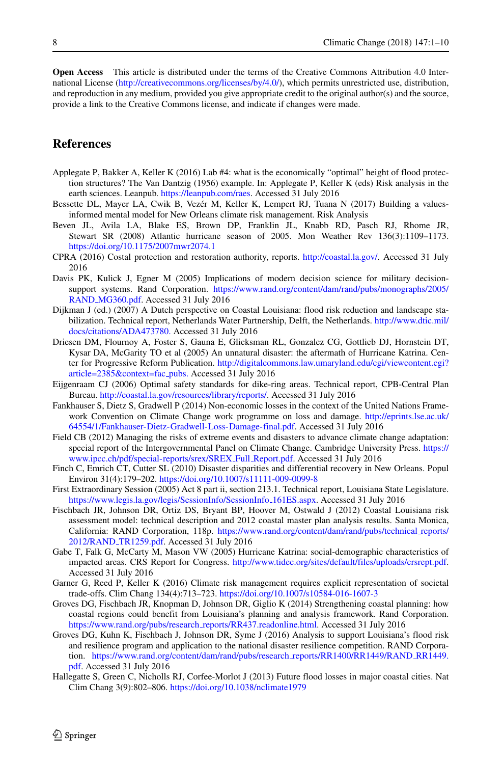**Open Access** This article is distributed under the terms of the Creative Commons Attribution 4.0 International License (http://creativecommons.org/licenses/by/4.0/), which permits unrestricted use, distribution, and reproduction in any medium, provided you give appropriate credit to the original author(s) and the source, provide a link to the Creative Commons license, and indicate if changes were made.

## References

Applegate P, Bakker A, Keller K (2016) Lab #4: what is the economically "optimal" height of flood protection structures? The Van Dantzig (1956) example. In: Applegate P, Keller K (eds) Risk analysis in the earth sciences. Leanpub. https://leanpub.com/raes. Accessed 31 July 2016

Bessette DL, Mayer LA, Cwik B, Vezér M, Keller K, Lempert RJ, Tuana N (2017) Building a values-informed mental model for New Orleans climate risk management. Risk Analysis

Beven JL, Avila LA, Blake ES, Brown DP, Franklin JL, Knabb RD, Pasch RJ, Rhome JR, Stewart SR (2008) Atlantic hurricane season of 2005. Mon Weather Rev 136(3):1109–1173. https://doi.org/10.1175/2007mwr2074.1

CPRA (2016) Costal protection and restoration authority, reports. http://coastal.la.gov/. Accessed 31 July 2016

Davis PK, Kulick J, Egner M (2005) Implications of modern decision science for military decision-support systems. Rand Corporation. https://www.rand.org/content/dam/rand/pubs/monographs/2005/RAND_MG360.pdf. Accessed 31 July 2016

Dijkman J (ed.) (2007) A Dutch perspective on Coastal Louisiana: flood risk reduction and landscape stabilization. Technical report, Netherlands Water Partnership, Delft, the Netherlands. http://www.dtic.mil/docs/citations/ADA473780. Accessed 31 July 2016

Driesen DM, Flournoy A, Foster S, Gauna E, Glicksman RL, Gonzalez CG, Gottlieb DJ, Hornstein DT, Kysar DA, McGarity TO et al (2005) An unnatural disaster: the aftermath of Hurricane Katrina. Center for Progressive Reform Publication. http://digitalcommons.law.umaryland.edu/cgi/viewcontent.cgi?article=2385&context=fac_pubs. Accessed 31 July 2016

Eijgenraam CJ (2006) Optimal safety standards for dike-ring areas. Technical report, CPB-Central Plan Bureau. http://coastal.la.gov/resources/library/reports/. Accessed 31 July 2016

Fankhauser S, Dietz S, Gradwell P (2014) Non-economic losses in the context of the United Nations Framework Convention on Climate Change work programme on loss and damage. http://eprints.lse.ac.uk/64554/1/Fankhauser-Dietz-Gradwell-Loss-Damage-final.pdf. Accessed 31 July 2016

Field CB (2012) Managing the risks of extreme events and disasters to advance climate change adaptation: special report of the Intergovernmental Panel on Climate Change. Cambridge University Press. https://www.ipcc.ch/pdf/special-reports/srex/SREX_Full_Report.pdf. Accessed 31 July 2016

Finch C, Emrich CT, Cutter SL (2010) Disaster disparities and differential recovery in New Orleans. Popul Environ 31(4):179–202. https://doi.org/10.1007/s11111-009-0099-8

First Extraordinary Session (2005) Act 8 part ii, section 213.1. Technical report, Louisiana State Legislature. https://www.legis.la.gov/legis/SessionInfo/SessionInfo_161ES.aspx. Accessed 31 July 2016

Fischbach JR, Johnson DR, Ortiz DS, Bryant BP, Hoover M, Ostwald J (2012) Coastal Louisiana risk assessment model: technical description and 2012 coastal master plan analysis results. Santa Monica, California: RAND Corporation, 118p. https://www.rand.org/content/dam/rand/pubs/technical_reports/2012/RAND_TR1259.pdf. Accessed 31 July 2016

Gabe T, Falk G, McCarty M, Mason VW (2005) Hurricane Katrina: social-demographic characteristics of impacted areas. CRS Report for Congress. http://www.tidec.org/sites/default/files/uploads/crsrept.pdf. Accessed 31 July 2016

Garner G, Reed P, Keller K (2016) Climate risk management requires explicit representation of societal trade-offs. Clim Chang 134(4):713–723. https://doi.org/10.1007/s10584-016-1607-3

Groves DG, Fischbach JR, Knopman D, Johnson DR, Giglio K (2014) Strengthening coastal planning: how coastal regions could benefit from Louisiana's planning and analysis framework. Rand Corporation. https://www.rand.org/pubs/research_reports/RR437.readonline.html. Accessed 31 July 2016

Groves DG, Kuhn K, Fischbach J, Johnson DR, Syme J (2016) Analysis to support Louisiana's flood risk and resilience program and application to the national disaster resilience competition. RAND Corporation. https://www.rand.org/content/dam/rand/pubs/research_reports/RR1400/RR1449/RAND_RR1449.pdf. Accessed 31 July 2016

Hallegatte S, Green C, Nicholls RJ, Corfee-Morlot J (2013) Future flood losses in major coastal cities. Nat Clim Chang 3(9):802–806. https://doi.org/10.1038/nclimate1979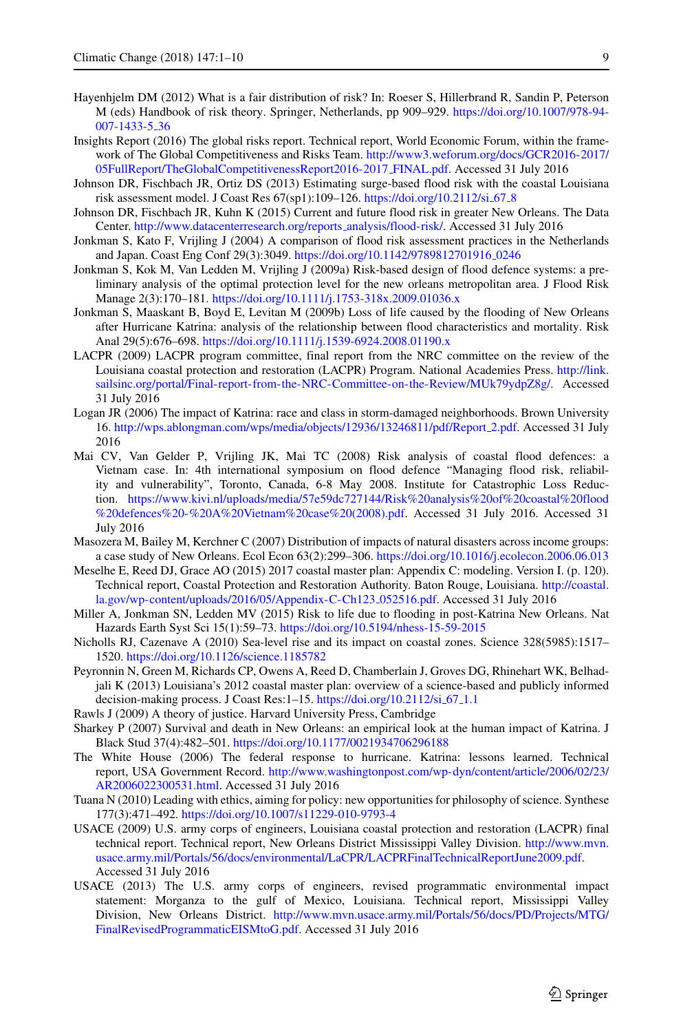Hayenhjelm DM (2012) What is a fair distribution of risk? In: Roeser S, Hillerbrand R, Sandin P, Peterson M (eds) Handbook of risk theory. Springer, Netherlands, pp 909–929. https://doi.org/10.1007/978-94-007-1433-5_36

Insights Report (2016) The global risks report. Technical report, World Economic Forum, within the framework of The Global Competitiveness and Risks Team. http://www3.weforum.org/docs/GCR2016-2017/05FullReport/TheGlobalCompetitivenessReport2016-2017_FINAL.pdf. Accessed 31 July 2016

Johnson DR, Fischbach JR, Ortiz DS (2013) Estimating surge-based flood risk with the coastal Louisiana risk assessment model. J Coast Res 67(sp1):109–126. https://doi.org/10.2112/si_67_8

Johnson DR, Fischbach JR, Kuhn K (2015) Current and future flood risk in greater New Orleans. The Data Center. http://www.datacenterresearch.org/reports_analysis/flood-risk/. Accessed 31 July 2016

Jonkman S, Kato F, Vrijling J (2004) A comparison of flood risk assessment practices in the Netherlands and Japan. Coast Eng Conf 29(3):3049. https://doi.org/10.1142/9789812701916_0246

Jonkman S, Kok M, Van Ledden M, Vrijling J (2009a) Risk-based design of flood defence systems: a preliminary analysis of the optimal protection level for the new orleans metropolitan area. J Flood Risk Manage 2(3):170–181. https://doi.org/10.1111/j.1753-318x.2009.01036.x

Jonkman S, Maaskant B, Boyd E, Levitan M (2009b) Loss of life caused by the flooding of New Orleans after Hurricane Katrina: analysis of the relationship between flood characteristics and mortality. Risk Anal 29(5):676–698. https://doi.org/10.1111/j.1539-6924.2008.01190.x

LACPR (2009) LACPR program committee, final report from the NRC committee on the review of the Louisiana coastal protection and restoration (LACPR) Program. National Academies Press. http://link.sailsinc.org/portal/Final-report-from-the-NRC-Committee-on-the-Review/MUk79ydpZ8g/. Accessed 31 July 2016

Logan JR (2006) The impact of Katrina: race and class in storm-damaged neighborhoods. Brown University 16. http://wps.ablongman.com/wps/media/objects/12936/13246811/pdf/Report_2.pdf. Accessed 31 July 2016

Mai CV, Van Gelder P, Vrijling JK, Mai TC (2008) Risk analysis of coastal flood defences: a Vietnam case. In: 4th international symposium on flood defence "Managing flood risk, reliability and vulnerability", Toronto, Canada, 6-8 May 2008. Institute for Catastrophic Loss Reduction. https://www.kivi.nl/uploads/media/57e59dc727144/Risk%20analysis%20of%20coastal%20flood%20defences%20-%20A%20Vietnam%20case%20(2008).pdf. Accessed 31 July 2016. Accessed 31 July 2016

Masozera M, Bailey M, Kerchner C (2007) Distribution of impacts of natural disasters across income groups: a case study of New Orleans. Ecol Econ 63(2):299–306. https://doi.org/10.1016/j.ecolecon.2006.06.013

Meselhe E, Reed DJ, Grace AO (2015) 2017 coastal master plan: Appendix C: modeling. Version I. (p. 120). Technical report, Coastal Protection and Restoration Authority. Baton Rouge, Louisiana. http://coastal.la.gov/wp-content/uploads/2016/05/Appendix-C-Ch123_052516.pdf. Accessed 31 July 2016

Miller A, Jonkman SN, Ledden MV (2015) Risk to life due to flooding in post-Katrina New Orleans. Nat Hazards Earth Syst Sci 15(1):59–73. https://doi.org/10.5194/nhess-15-59-2015

Nicholls RJ, Cazenave A (2010) Sea-level rise and its impact on coastal zones. Science 328(5985):1517–1520. https://doi.org/10.1126/science.1185782

Peyronnin N, Green M, Richards CP, Owens A, Reed D, Chamberlain J, Groves DG, Rhinehart WK, Belhadjali K (2013) Louisiana's 2012 coastal master plan: overview of a science-based and publicly informed decision-making process. J Coast Res:1–15. https://doi.org/10.2112/si_67_1.1

Rawls J (2009) A theory of justice. Harvard University Press, Cambridge

Sharkey P (2007) Survival and death in New Orleans: an empirical look at the human impact of Katrina. J Black Stud 37(4):482–501. https://doi.org/10.1177/0021934706296188

The White House (2006) The federal response to hurricane. Katrina: lessons learned. Technical report, USA Government Record. http://www.washingtonpost.com/wp-dyn/content/article/2006/02/23/AR2006022300531.html. Accessed 31 July 2016

Tuana N (2010) Leading with ethics, aiming for policy: new opportunities for philosophy of science. Synthese 177(3):471–492. https://doi.org/10.1007/s11229-010-9793-4

USACE (2009) U.S. army corps of engineers, Louisiana coastal protection and restoration (LACPR) final technical report. Technical report, New Orleans District Mississippi Valley Division. http://www.mvn.usace.army.mil/Portals/56/docs/environmental/LaCPR/LACPRFinalTechnicalReportJune2009.pdf. Accessed 31 July 2016

USACE (2013) The U.S. army corps of engineers, revised programmatic environmental impact statement: Morganza to the gulf of Mexico, Louisiana. Technical report, Mississippi Valley Division, New Orleans District. http://www.mvn.usace.army.mil/Portals/56/docs/PD/Projects/MTG/FinalRevisedProgrammaticEISMtoG.pdf. Accessed 31 July 2016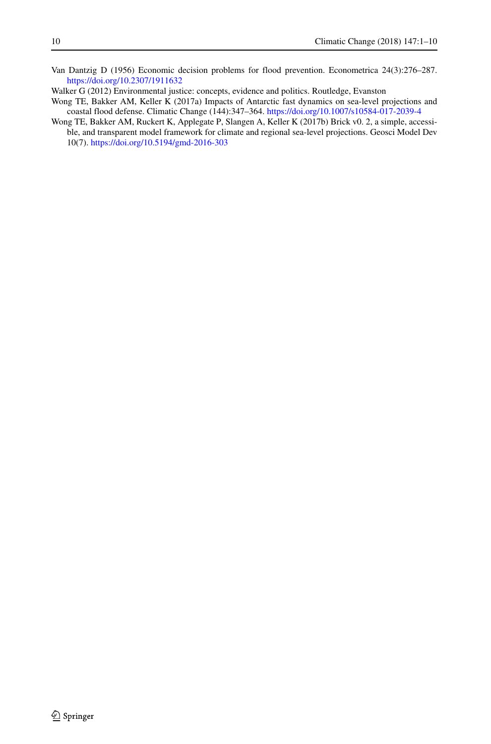Van Dantzig D (1956) Economic decision problems for flood prevention. Econometrica 24(3):276–287. https://doi.org/10.2307/1911632

Walker G (2012) Environmental justice: concepts, evidence and politics. Routledge, Evanston

Wong TE, Bakker AM, Keller K (2017a) Impacts of Antarctic fast dynamics on sea-level projections and coastal flood defense. Climatic Change (144):347–364. https://doi.org/10.1007/s10584-017-2039-4

Wong TE, Bakker AM, Ruckert K, Applegate P, Slangen A, Keller K (2017b) Brick v0. 2, a simple, accessible, and transparent model framework for climate and regional sea-level projections. Geosci Model Dev 10(7). https://doi.org/10.5194/gmd-2016-303